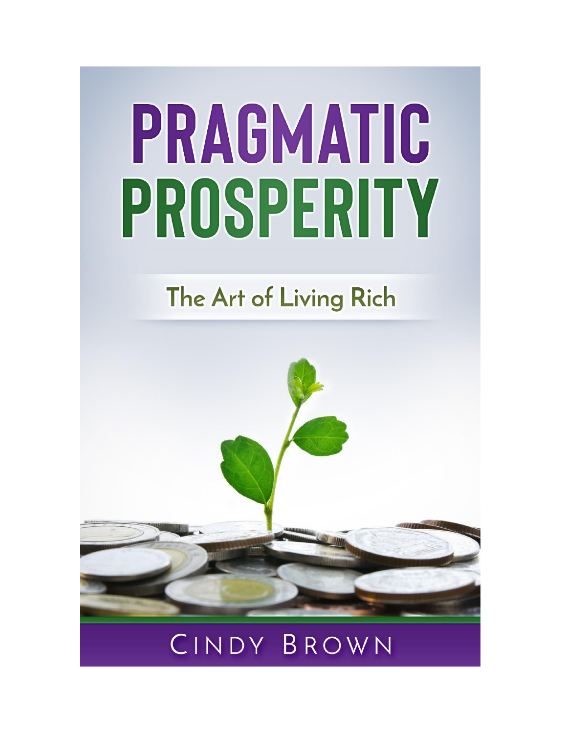# PRAGMATIC PROSPERITY

## The Art of Living Rich

CINDY BROWN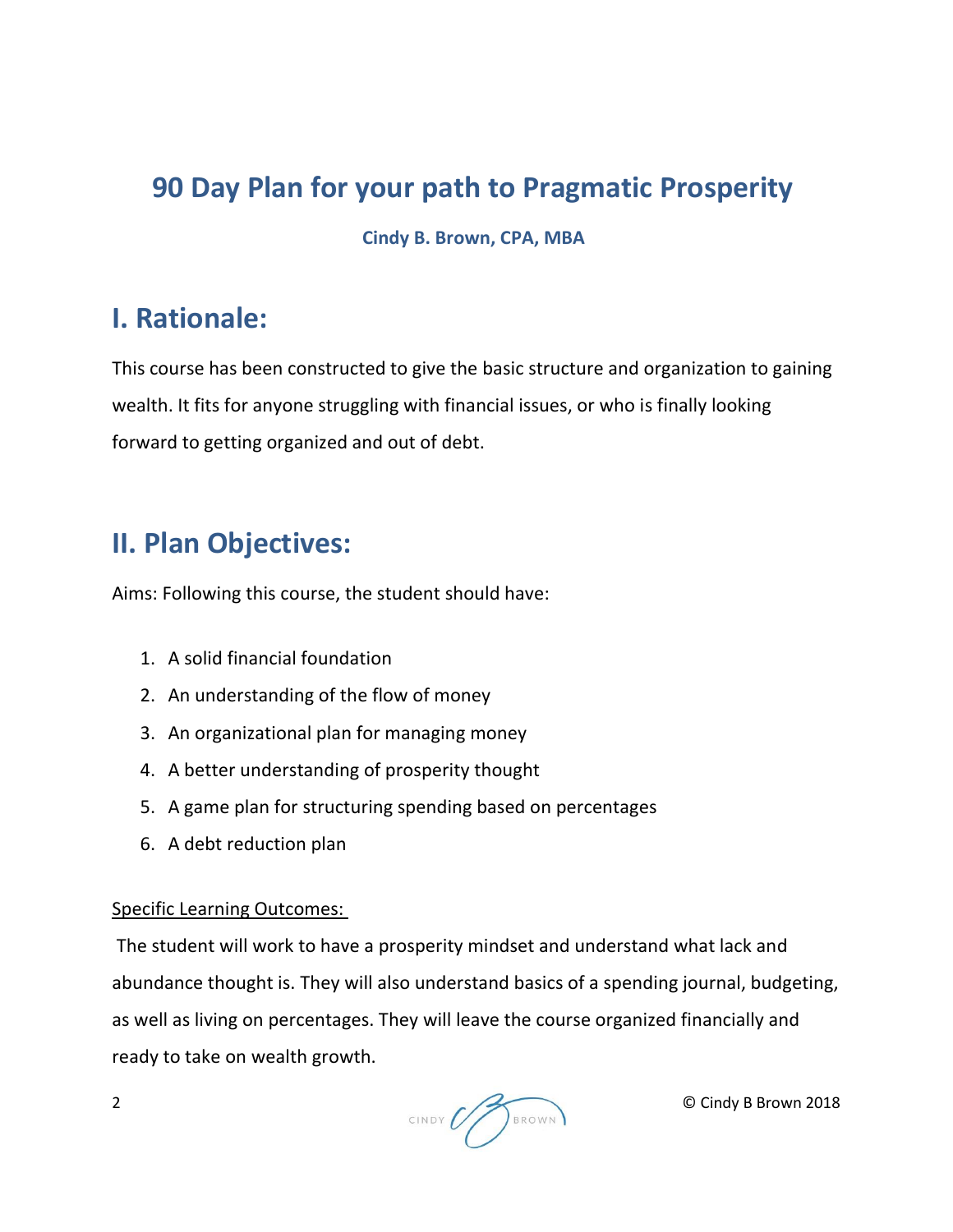# 90 Day Plan for your path to Pragmatic Prosperity

**Cindy B. Brown, CPA, MBA**

## I. Rationale:

This course has been constructed to give the basic structure and organization to gaining wealth. It fits for anyone struggling with financial issues, or who is finally looking forward to getting organized and out of debt.

## II. Plan Objectives:

Aims: Following this course, the student should have:

1. A solid financial foundation
2. An understanding of the flow of money
3. An organizational plan for managing money
4. A better understanding of prosperity thought
5. A game plan for structuring spending based on percentages
6. A debt reduction plan

Specific Learning Outcomes:

The student will work to have a prosperity mindset and understand what lack and abundance thought is. They will also understand basics of a spending journal, budgeting, as well as living on percentages. They will leave the course organized financially and ready to take on wealth growth.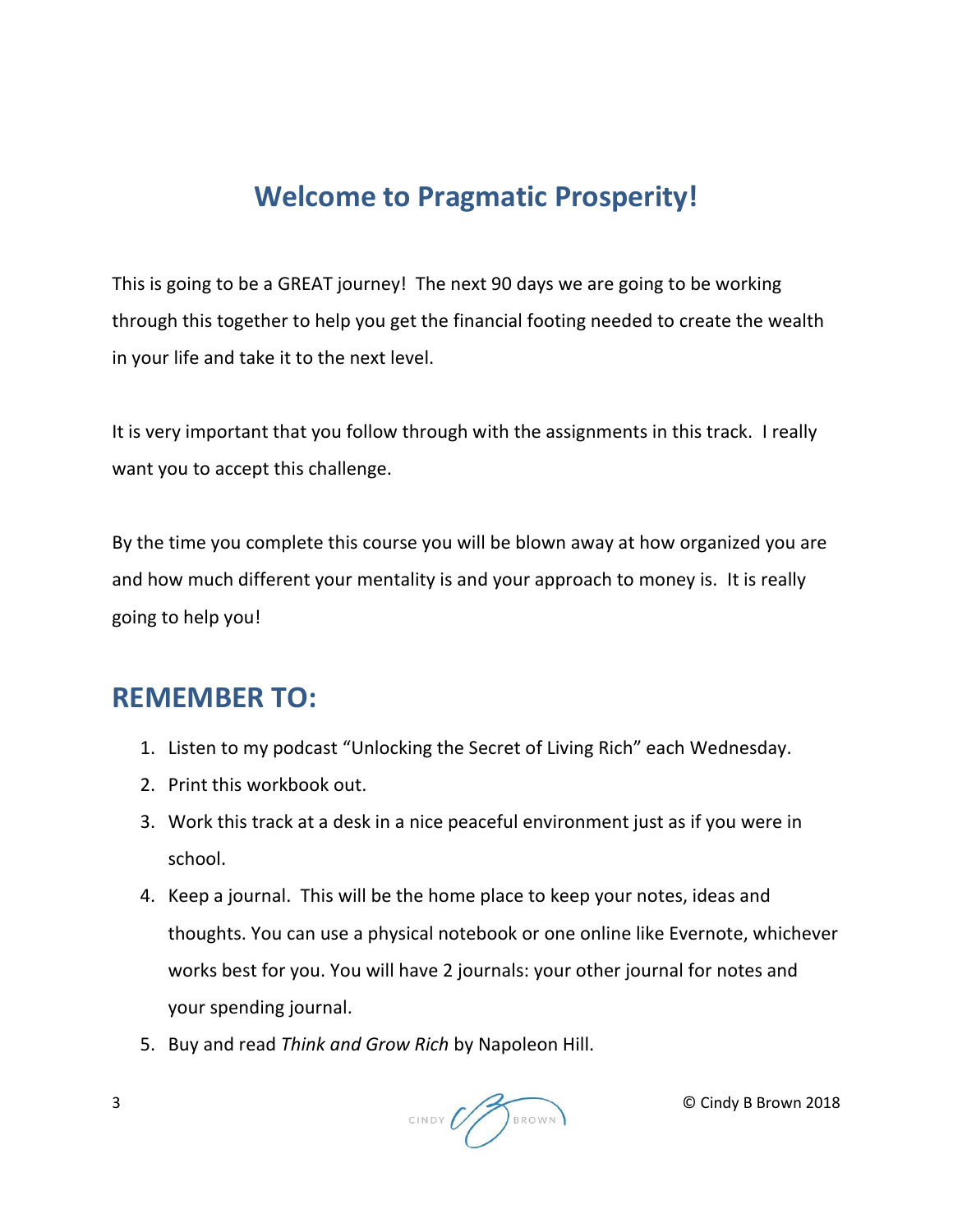# Welcome to Pragmatic Prosperity!

This is going to be a GREAT journey! The next 90 days we are going to be working through this together to help you get the financial footing needed to create the wealth in your life and take it to the next level.

It is very important that you follow through with the assignments in this track. I really want you to accept this challenge.

By the time you complete this course you will be blown away at how organized you are and how much different your mentality is and your approach to money is. It is really going to help you!

## REMEMBER TO:

1. Listen to my podcast "Unlocking the Secret of Living Rich" each Wednesday.
2. Print this workbook out.
3. Work this track at a desk in a nice peaceful environment just as if you were in school.
4. Keep a journal. This will be the home place to keep your notes, ideas and thoughts. You can use a physical notebook or one online like Evernote, whichever works best for you. You will have 2 journals: your other journal for notes and your spending journal.
5. Buy and read *Think and Grow Rich* by Napoleon Hill.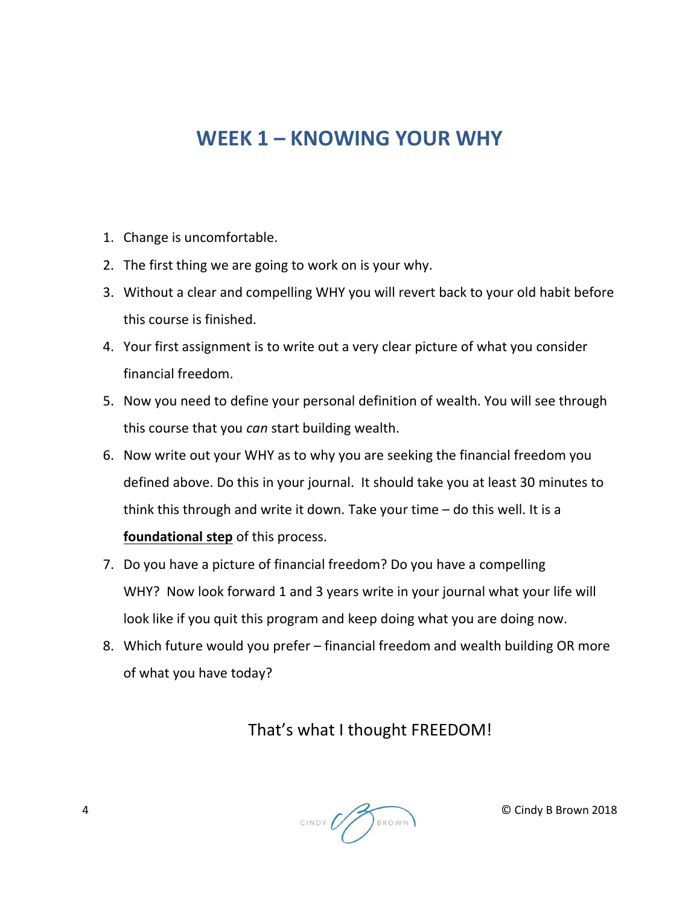# WEEK 1 – KNOWING YOUR WHY

1. Change is uncomfortable.
2. The first thing we are going to work on is your why.
3. Without a clear and compelling WHY you will revert back to your old habit before this course is finished.
4. Your first assignment is to write out a very clear picture of what you consider financial freedom.
5. Now you need to define your personal definition of wealth. You will see through this course that you *can* start building wealth.
6. Now write out your WHY as to why you are seeking the financial freedom you defined above. Do this in your journal. It should take you at least 30 minutes to think this through and write it down. Take your time – do this well. It is a **foundational step** of this process.
7. Do you have a picture of financial freedom? Do you have a compelling WHY? Now look forward 1 and 3 years write in your journal what your life will look like if you quit this program and keep doing what you are doing now.
8. Which future would you prefer – financial freedom and wealth building OR more of what you have today?

That's what I thought FREEDOM!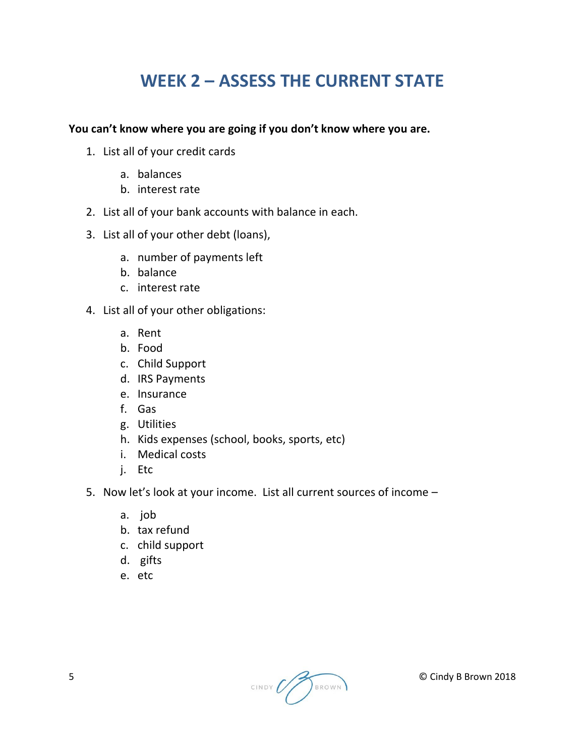# WEEK 2 – ASSESS THE CURRENT STATE

**You can't know where you are going if you don't know where you are.**

1. List all of your credit cards
   a. balances
   b. interest rate
2. List all of your bank accounts with balance in each.
3. List all of your other debt (loans),
   a. number of payments left
   b. balance
   c. interest rate
4. List all of your other obligations:
   a. Rent
   b. Food
   c. Child Support
   d. IRS Payments
   e. Insurance
   f. Gas
   g. Utilities
   h. Kids expenses (school, books, sports, etc)
   i. Medical costs
   j. Etc
5. Now let's look at your income. List all current sources of income –
   a. job
   b. tax refund
   c. child support
   d. gifts
   e. etc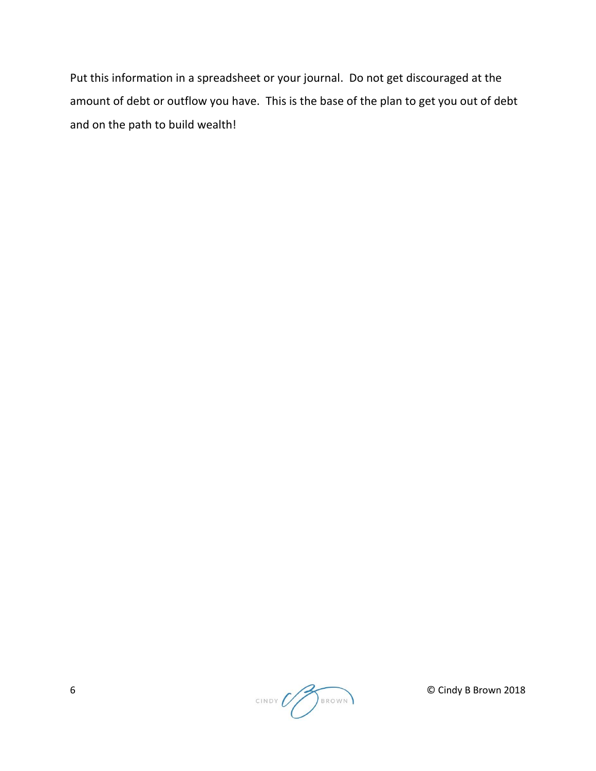Put this information in a spreadsheet or your journal.  Do not get discouraged at the amount of debt or outflow you have.  This is the base of the plan to get you out of debt and on the path to build wealth!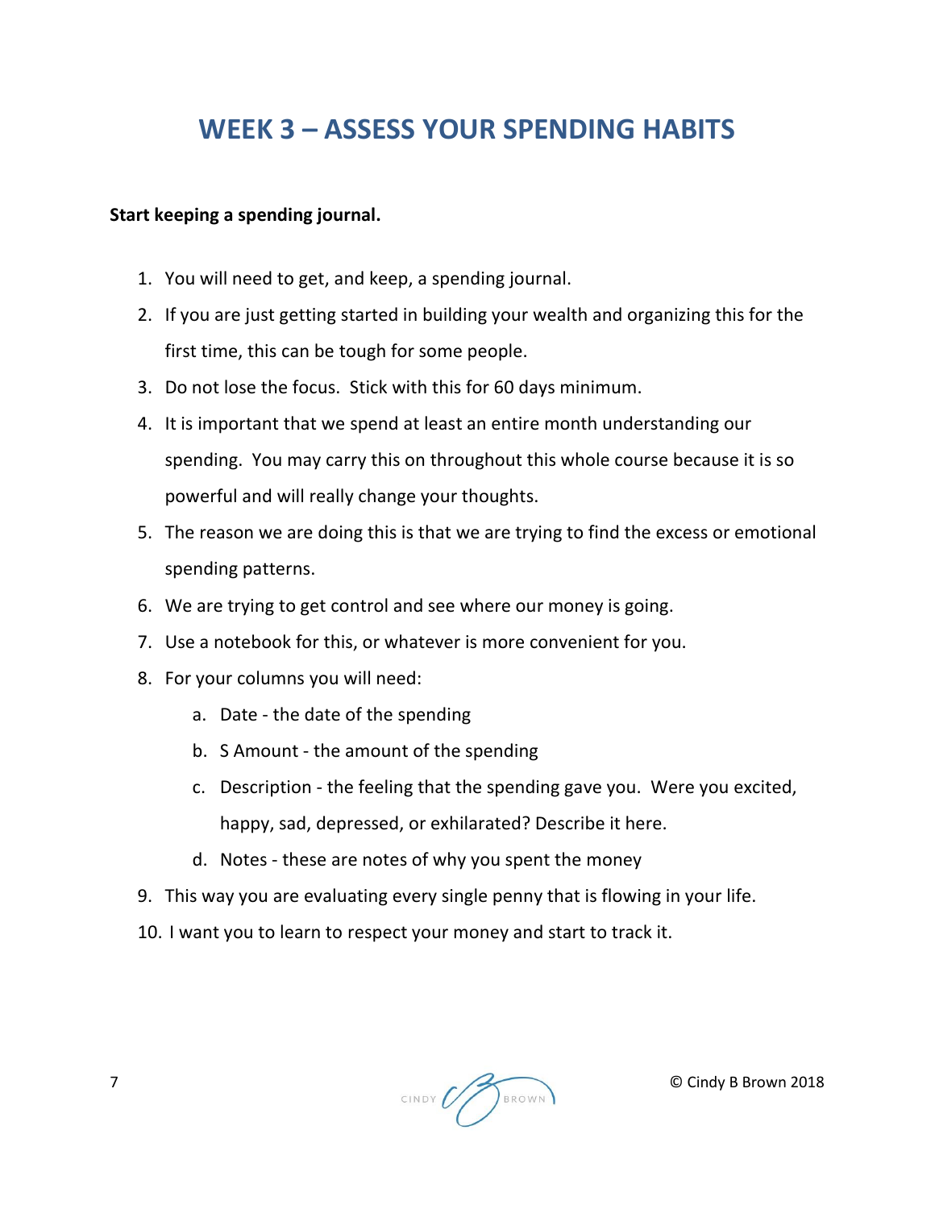# WEEK 3 – ASSESS YOUR SPENDING HABITS

**Start keeping a spending journal.**

1. You will need to get, and keep, a spending journal.
2. If you are just getting started in building your wealth and organizing this for the first time, this can be tough for some people.
3. Do not lose the focus. Stick with this for 60 days minimum.
4. It is important that we spend at least an entire month understanding our spending. You may carry this on throughout this whole course because it is so powerful and will really change your thoughts.
5. The reason we are doing this is that we are trying to find the excess or emotional spending patterns.
6. We are trying to get control and see where our money is going.
7. Use a notebook for this, or whatever is more convenient for you.
8. For your columns you will need:
   a. Date - the date of the spending
   b. S Amount - the amount of the spending
   c. Description - the feeling that the spending gave you. Were you excited, happy, sad, depressed, or exhilarated? Describe it here.
   d. Notes - these are notes of why you spent the money
9. This way you are evaluating every single penny that is flowing in your life.
10. I want you to learn to respect your money and start to track it.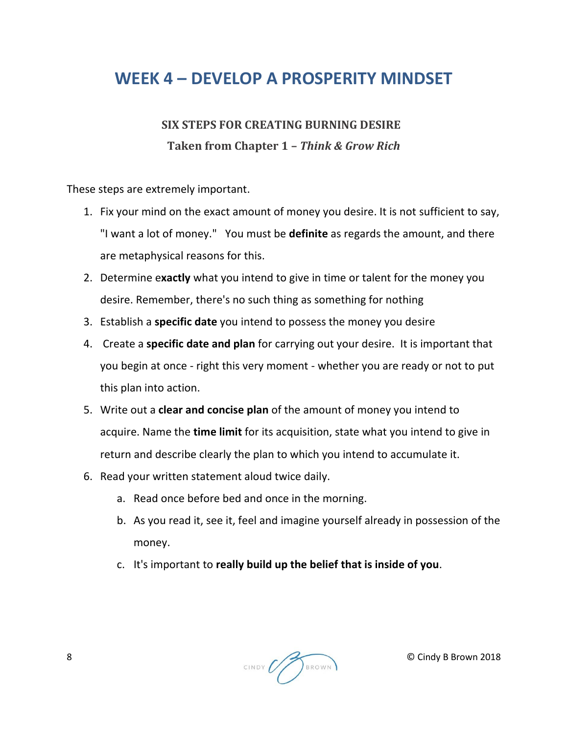# WEEK 4 – DEVELOP A PROSPERITY MINDSET

### SIX STEPS FOR CREATING BURNING DESIRE

### Taken from Chapter 1 – *Think & Grow Rich*

These steps are extremely important.

1. Fix your mind on the exact amount of money you desire. It is not sufficient to say, "I want a lot of money." You must be **definite** as regards the amount, and there are metaphysical reasons for this.
2. Determine e**xactly** what you intend to give in time or talent for the money you desire. Remember, there's no such thing as something for nothing
3. Establish a **specific date** you intend to possess the money you desire
4. Create a **specific date and plan** for carrying out your desire. It is important that you begin at once - right this very moment - whether you are ready or not to put this plan into action.
5. Write out a **clear and concise plan** of the amount of money you intend to acquire. Name the **time limit** for its acquisition, state what you intend to give in return and describe clearly the plan to which you intend to accumulate it.
6. Read your written statement aloud twice daily.
   a. Read once before bed and once in the morning.
   b. As you read it, see it, feel and imagine yourself already in possession of the money.
   c. It's important to **really build up the belief that is inside of you**.

© Cindy B Brown 2018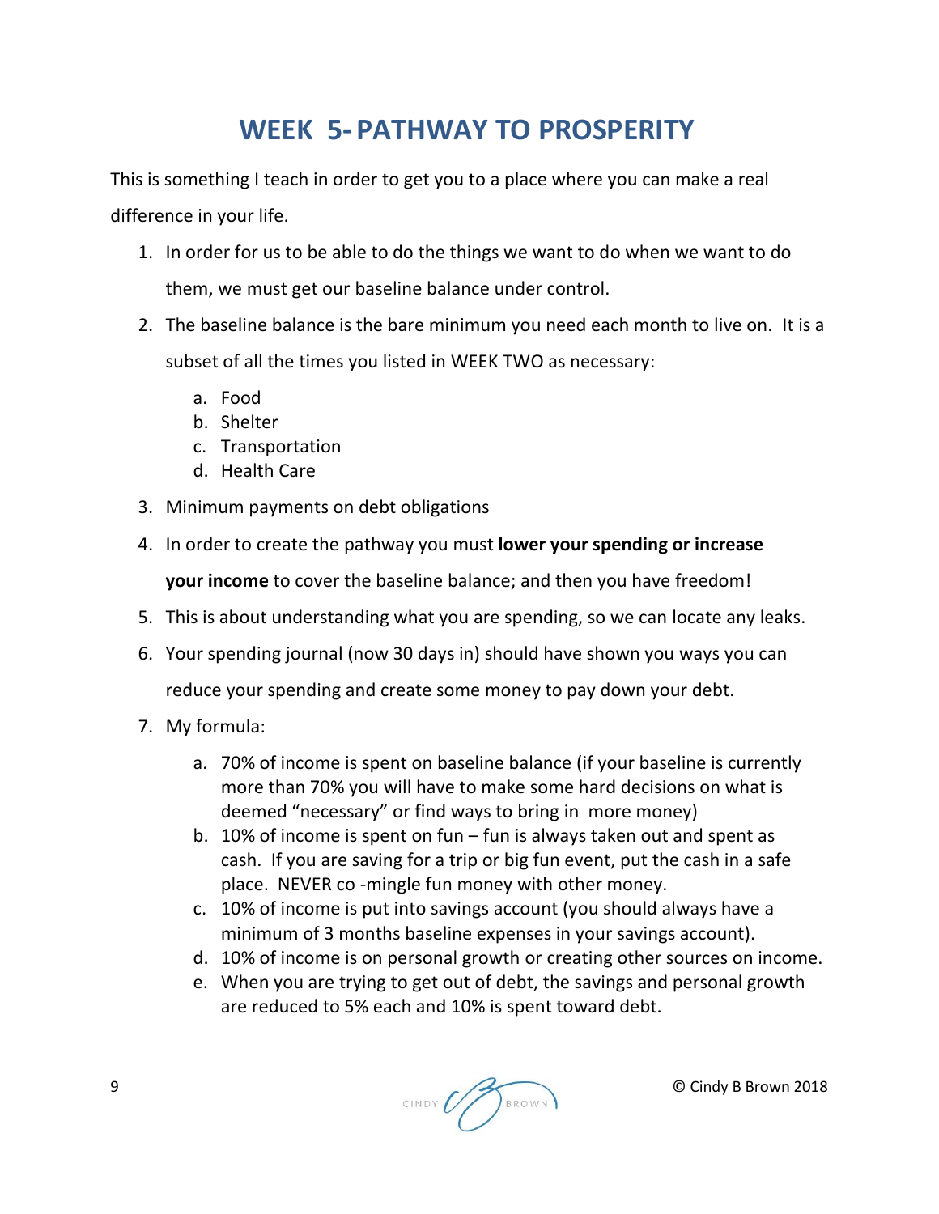# WEEK 5- PATHWAY TO PROSPERITY

This is something I teach in order to get you to a place where you can make a real difference in your life.

1. In order for us to be able to do the things we want to do when we want to do them, we must get our baseline balance under control.
2. The baseline balance is the bare minimum you need each month to live on. It is a subset of all the times you listed in WEEK TWO as necessary:
   a. Food
   b. Shelter
   c. Transportation
   d. Health Care
3. Minimum payments on debt obligations
4. In order to create the pathway you must **lower your spending or increase your income** to cover the baseline balance; and then you have freedom!
5. This is about understanding what you are spending, so we can locate any leaks.
6. Your spending journal (now 30 days in) should have shown you ways you can reduce your spending and create some money to pay down your debt.
7. My formula:
   a. 70% of income is spent on baseline balance (if your baseline is currently more than 70% you will have to make some hard decisions on what is deemed "necessary" or find ways to bring in more money)
   b. 10% of income is spent on fun – fun is always taken out and spent as cash. If you are saving for a trip or big fun event, put the cash in a safe place. NEVER co -mingle fun money with other money.
   c. 10% of income is put into savings account (you should always have a minimum of 3 months baseline expenses in your savings account).
   d. 10% of income is on personal growth or creating other sources on income.
   e. When you are trying to get out of debt, the savings and personal growth are reduced to 5% each and 10% is spent toward debt.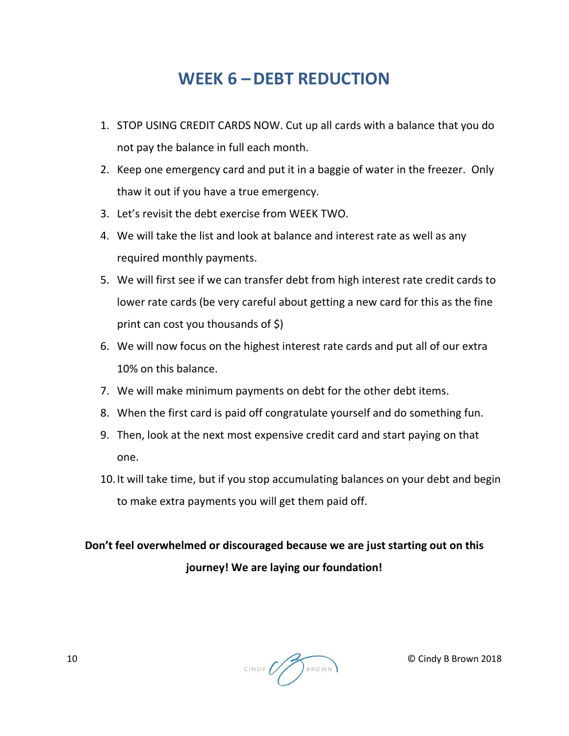# WEEK 6 – DEBT REDUCTION

1. STOP USING CREDIT CARDS NOW. Cut up all cards with a balance that you do not pay the balance in full each month.
2. Keep one emergency card and put it in a baggie of water in the freezer. Only thaw it out if you have a true emergency.
3. Let's revisit the debt exercise from WEEK TWO.
4. We will take the list and look at balance and interest rate as well as any required monthly payments.
5. We will first see if we can transfer debt from high interest rate credit cards to lower rate cards (be very careful about getting a new card for this as the fine print can cost you thousands of $)
6. We will now focus on the highest interest rate cards and put all of our extra 10% on this balance.
7. We will make minimum payments on debt for the other debt items.
8. When the first card is paid off congratulate yourself and do something fun.
9. Then, look at the next most expensive credit card and start paying on that one.
10. It will take time, but if you stop accumulating balances on your debt and begin to make extra payments you will get them paid off.

**Don't feel overwhelmed or discouraged because we are just starting out on this journey! We are laying our foundation!**

© Cindy B Brown 2018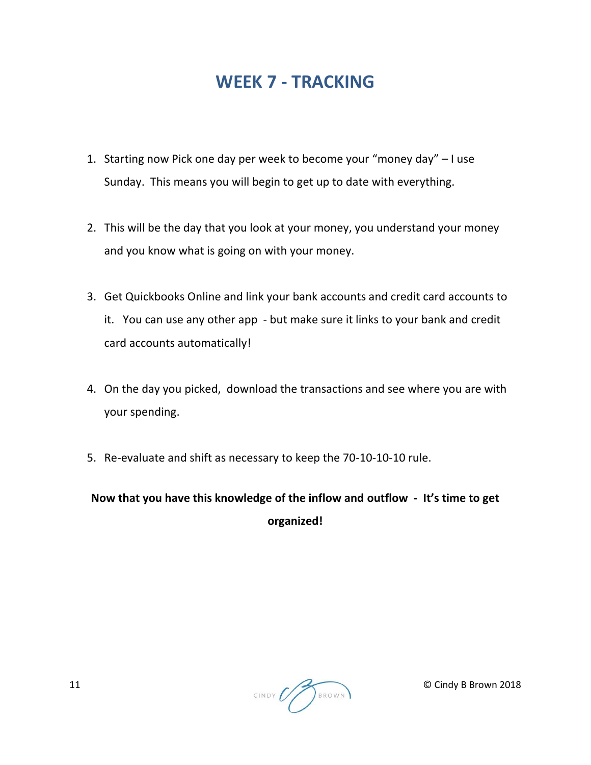# WEEK 7 - TRACKING

1. Starting now Pick one day per week to become your "money day" – I use Sunday. This means you will begin to get up to date with everything.

2. This will be the day that you look at your money, you understand your money and you know what is going on with your money.

3. Get Quickbooks Online and link your bank accounts and credit card accounts to it. You can use any other app - but make sure it links to your bank and credit card accounts automatically!

4. On the day you picked, download the transactions and see where you are with your spending.

5. Re-evaluate and shift as necessary to keep the 70-10-10-10 rule.

**Now that you have this knowledge of the inflow and outflow - It's time to get organized!**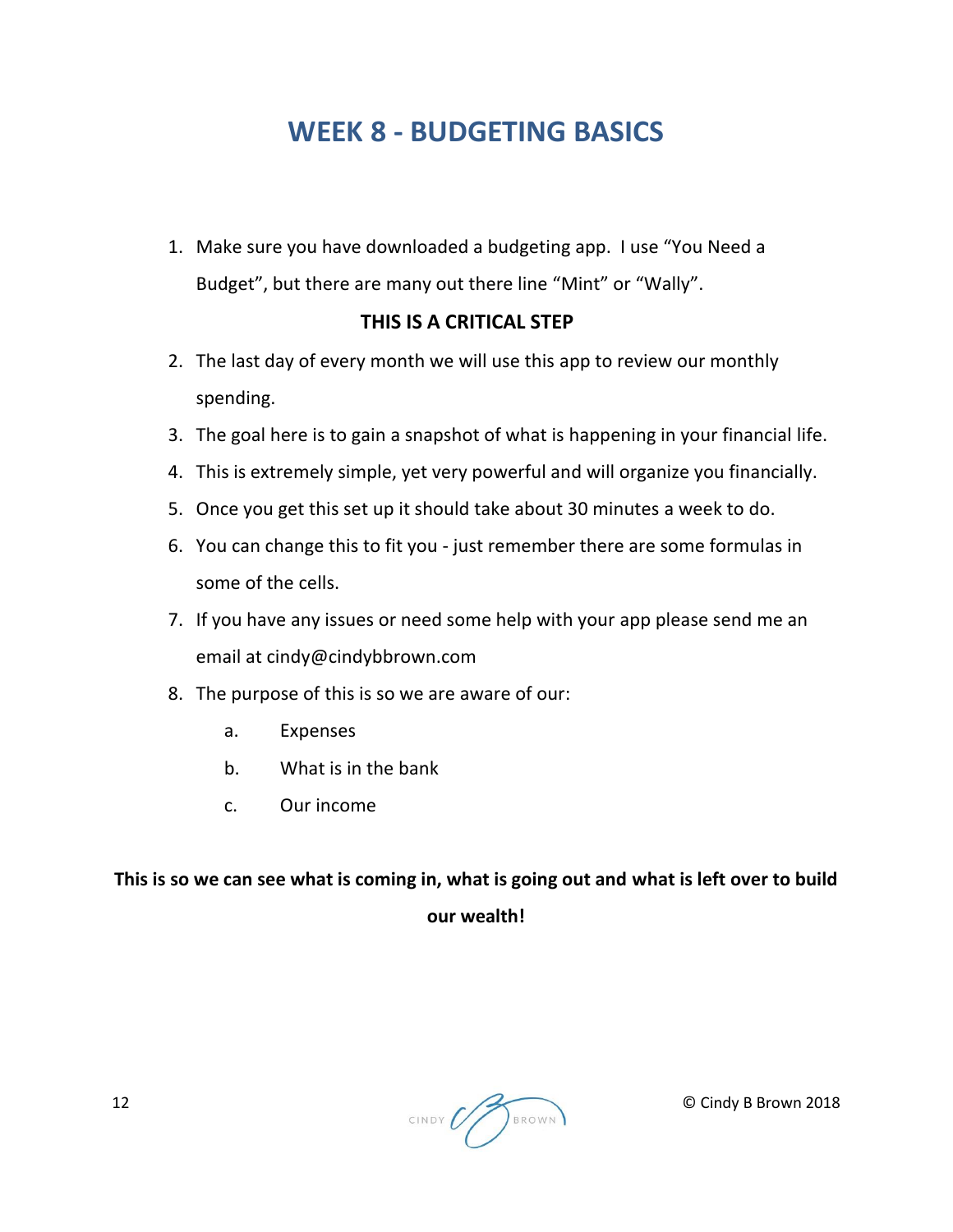# WEEK 8 - BUDGETING BASICS

1. Make sure you have downloaded a budgeting app. I use "You Need a Budget", but there are many out there line "Mint" or "Wally".

   **THIS IS A CRITICAL STEP**

2. The last day of every month we will use this app to review our monthly spending.
3. The goal here is to gain a snapshot of what is happening in your financial life.
4. This is extremely simple, yet very powerful and will organize you financially.
5. Once you get this set up it should take about 30 minutes a week to do.
6. You can change this to fit you - just remember there are some formulas in some of the cells.
7. If you have any issues or need some help with your app please send me an email at cindy@cindybbrown.com
8. The purpose of this is so we are aware of our:
   a. Expenses
   b. What is in the bank
   c. Our income

**This is so we can see what is coming in, what is going out and what is left over to build our wealth!**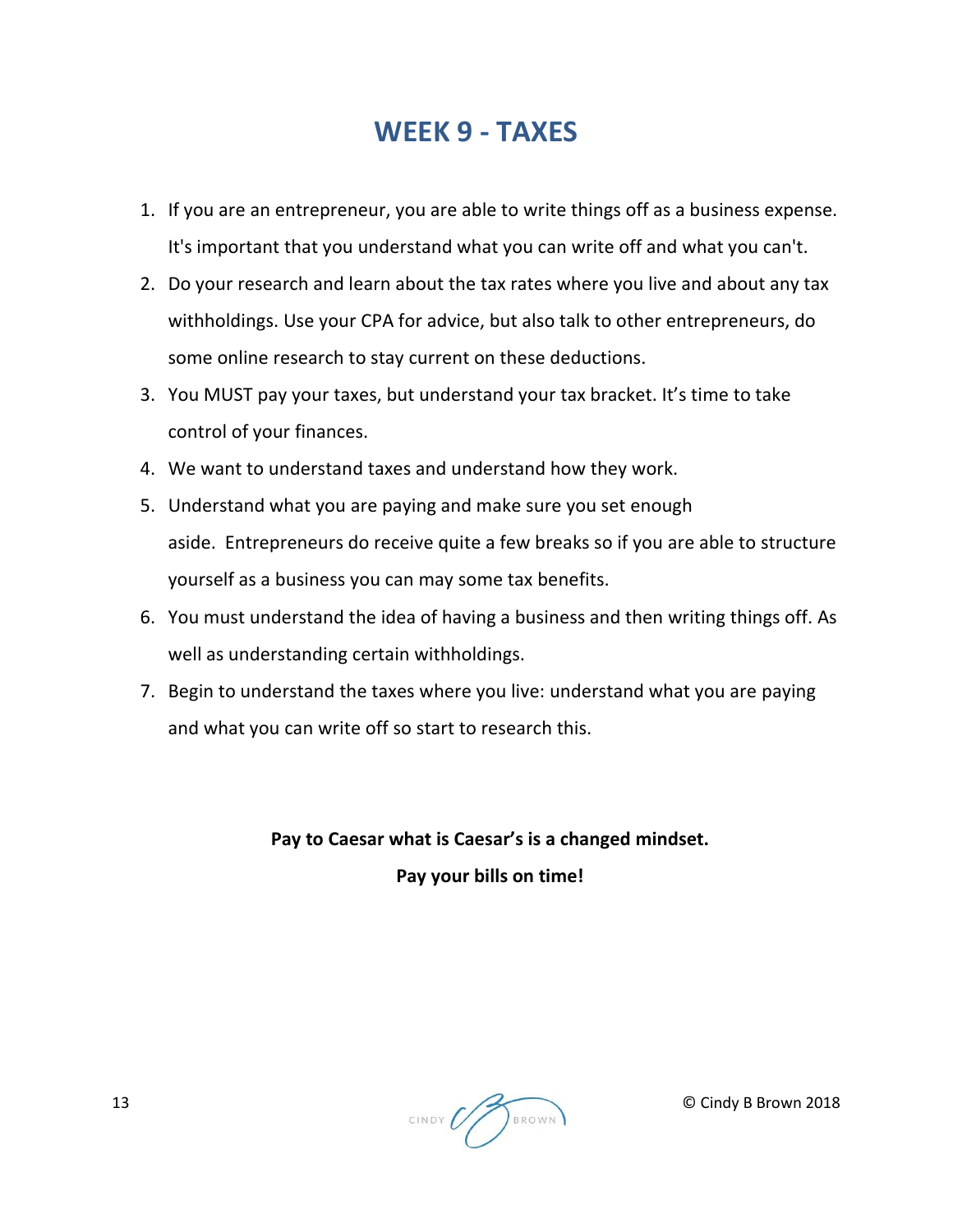# WEEK 9 - TAXES

1. If you are an entrepreneur, you are able to write things off as a business expense. It's important that you understand what you can write off and what you can't.
2. Do your research and learn about the tax rates where you live and about any tax withholdings. Use your CPA for advice, but also talk to other entrepreneurs, do some online research to stay current on these deductions.
3. You MUST pay your taxes, but understand your tax bracket. It's time to take control of your finances.
4. We want to understand taxes and understand how they work.
5. Understand what you are paying and make sure you set enough aside. Entrepreneurs do receive quite a few breaks so if you are able to structure yourself as a business you can may some tax benefits.
6. You must understand the idea of having a business and then writing things off. As well as understanding certain withholdings.
7. Begin to understand the taxes where you live: understand what you are paying and what you can write off so start to research this.

**Pay to Caesar what is Caesar's is a changed mindset.**

**Pay your bills on time!**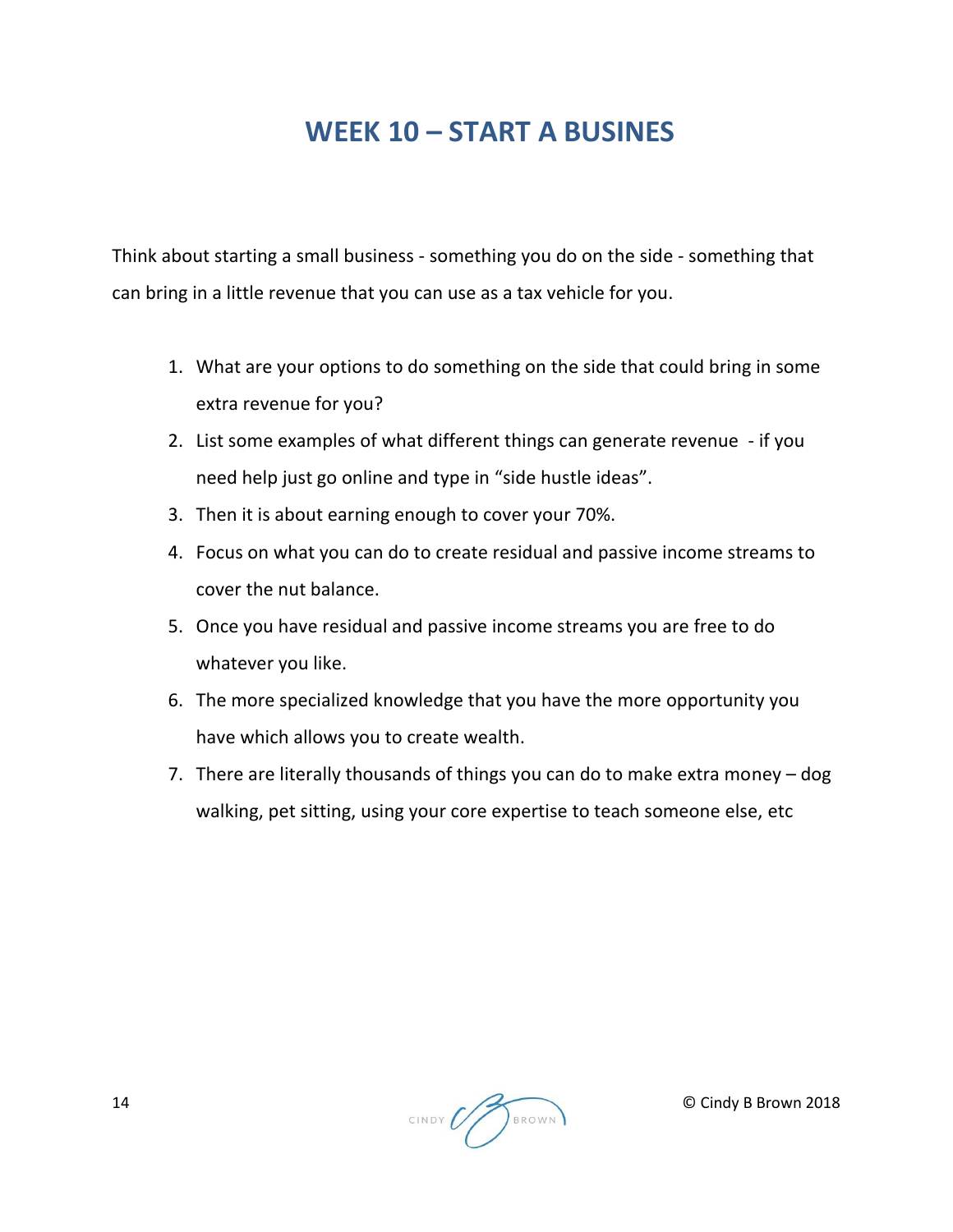# WEEK 10 – START A BUSINES

Think about starting a small business - something you do on the side - something that can bring in a little revenue that you can use as a tax vehicle for you.

1. What are your options to do something on the side that could bring in some extra revenue for you?
2. List some examples of what different things can generate revenue - if you need help just go online and type in "side hustle ideas".
3. Then it is about earning enough to cover your 70%.
4. Focus on what you can do to create residual and passive income streams to cover the nut balance.
5. Once you have residual and passive income streams you are free to do whatever you like.
6. The more specialized knowledge that you have the more opportunity you have which allows you to create wealth.
7. There are literally thousands of things you can do to make extra money – dog walking, pet sitting, using your core expertise to teach someone else, etc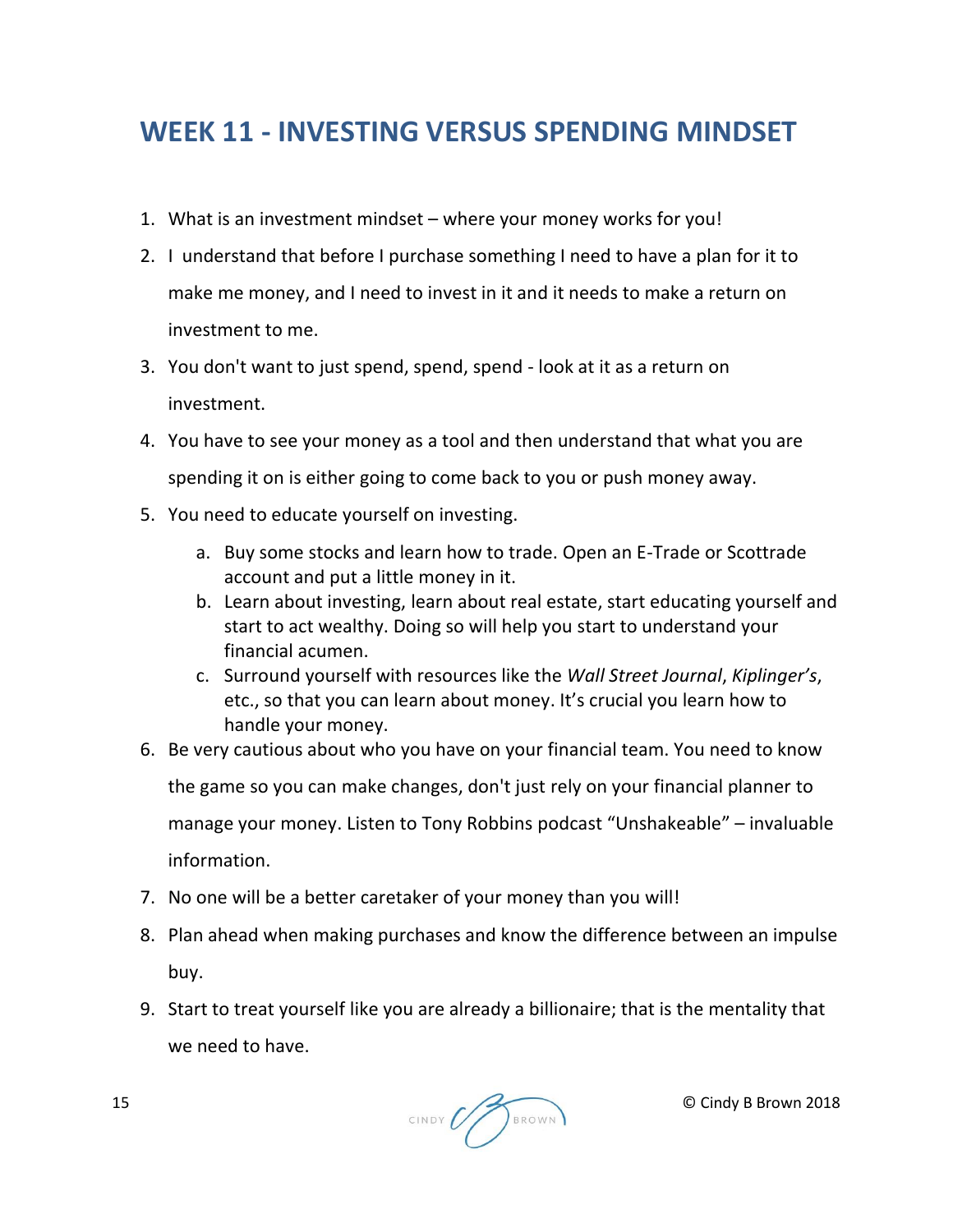## WEEK 11 - INVESTING VERSUS SPENDING MINDSET

1. What is an investment mindset – where your money works for you!
2. I understand that before I purchase something I need to have a plan for it to make me money, and I need to invest in it and it needs to make a return on investment to me.
3. You don't want to just spend, spend, spend - look at it as a return on investment.
4. You have to see your money as a tool and then understand that what you are spending it on is either going to come back to you or push money away.
5. You need to educate yourself on investing.
   a. Buy some stocks and learn how to trade. Open an E-Trade or Scottrade account and put a little money in it.
   b. Learn about investing, learn about real estate, start educating yourself and start to act wealthy. Doing so will help you start to understand your financial acumen.
   c. Surround yourself with resources like the *Wall Street Journal*, *Kiplinger's*, etc., so that you can learn about money. It's crucial you learn how to handle your money.
6. Be very cautious about who you have on your financial team. You need to know the game so you can make changes, don't just rely on your financial planner to manage your money. Listen to Tony Robbins podcast "Unshakeable" – invaluable information.
7. No one will be a better caretaker of your money than you will!
8. Plan ahead when making purchases and know the difference between an impulse buy.
9. Start to treat yourself like you are already a billionaire; that is the mentality that we need to have.

© Cindy B Brown 2018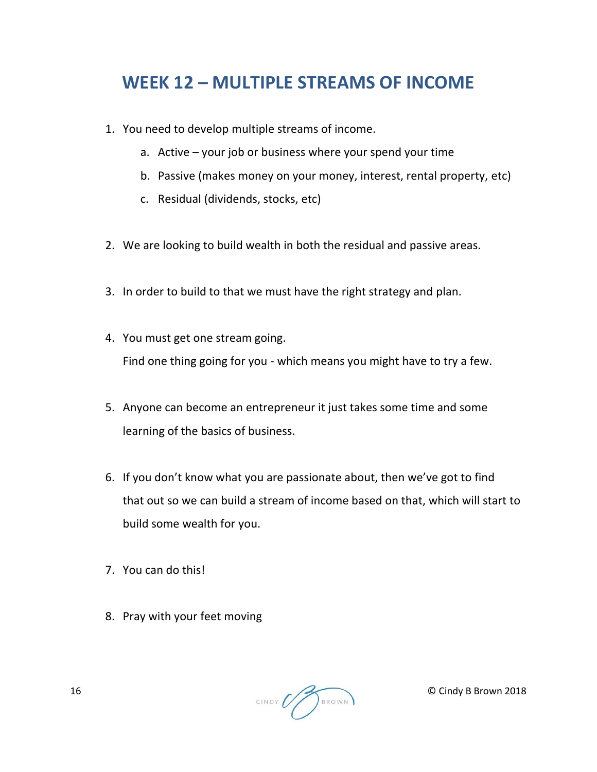## WEEK 12 – MULTIPLE STREAMS OF INCOME

1. You need to develop multiple streams of income.
    a. Active – your job or business where your spend your time
    b. Passive (makes money on your money, interest, rental property, etc)
    c. Residual (dividends, stocks, etc)

2. We are looking to build wealth in both the residual and passive areas.

3. In order to build to that we must have the right strategy and plan.

4. You must get one stream going.
   Find one thing going for you - which means you might have to try a few.

5. Anyone can become an entrepreneur it just takes some time and some learning of the basics of business.

6. If you don't know what you are passionate about, then we've got to find that out so we can build a stream of income based on that, which will start to build some wealth for you.

7. You can do this!

8. Pray with your feet moving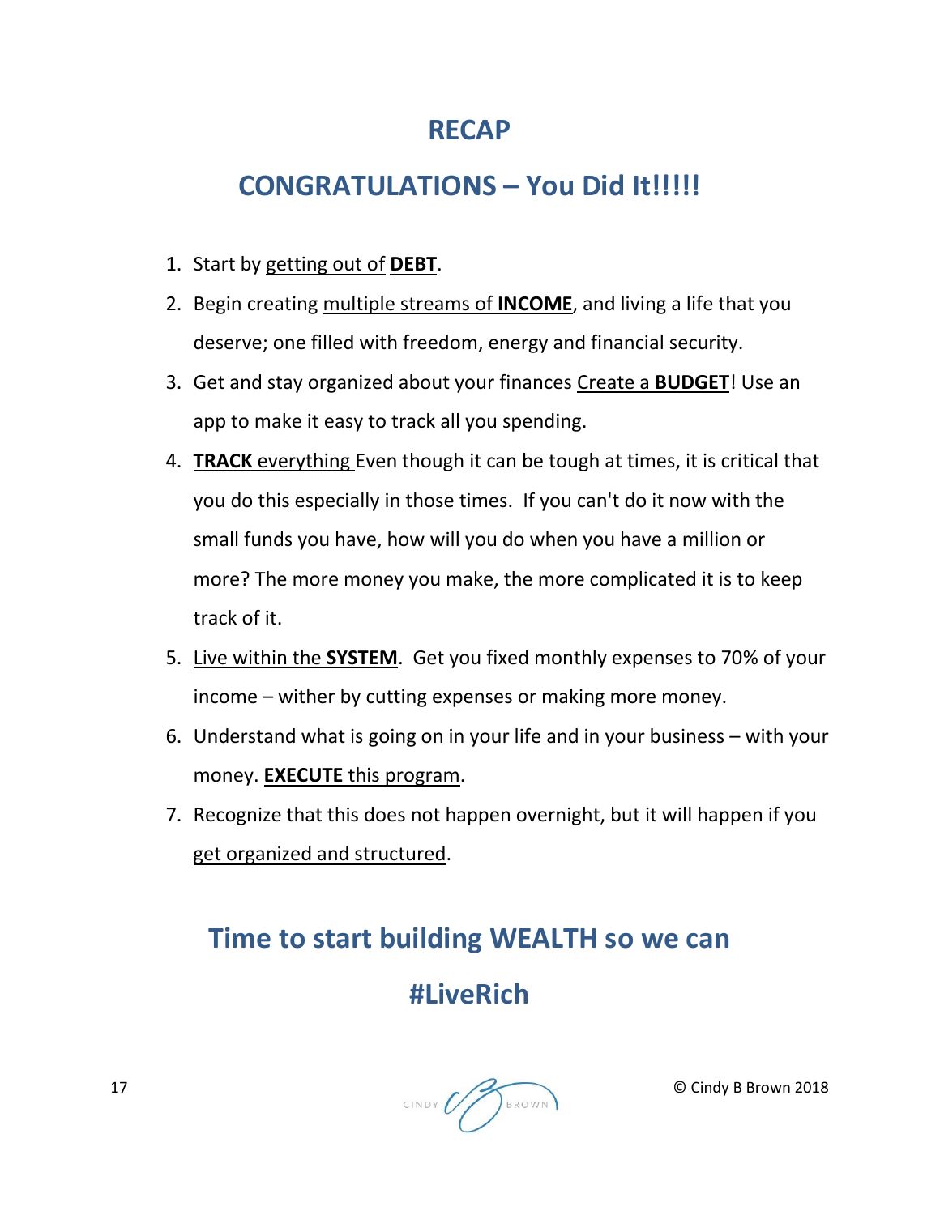# RECAP

## CONGRATULATIONS – You Did It!!!!!

1. Start by <u>getting out of **DEBT**</u>.
2. Begin creating <u>multiple streams of **INCOME**</u>, and living a life that you deserve; one filled with freedom, energy and financial security.
3. Get and stay organized about your finances <u>Create a **BUDGET**</u>! Use an app to make it easy to track all you spending.
4. <u>**TRACK** everything </u>Even though it can be tough at times, it is critical that you do this especially in those times. If you can't do it now with the small funds you have, how will you do when you have a million or more? The more money you make, the more complicated it is to keep track of it.
5. <u>Live within the **SYSTEM**</u>. Get you fixed monthly expenses to 70% of your income – wither by cutting expenses or making more money.
6. Understand what is going on in your life and in your business – with your money. <u>**EXECUTE** this program</u>.
7. Recognize that this does not happen overnight, but it will happen if you <u>get organized and structured</u>.

## Time to start building WEALTH so we can

## #LiveRich

© Cindy B Brown 2018